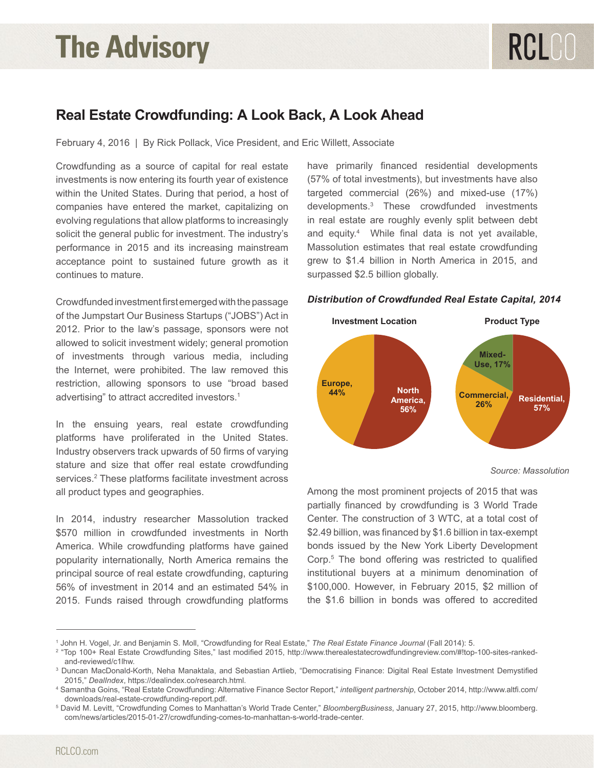# Real Estate Crowdfunding: A Look Back, A Look Ahead

February 4, 2016 | By Rick Pollack, Vice President, and Eric Willett, Associate

Crowdfunding as a source of capital for real estate investments is now entering its fourth year of existence within the United States. During that period, a host of companies have entered the market, capitalizing on evolving regulations that allow platforms to increasingly solicit the general public for investment. The industry's performance in 2015 and its increasing mainstream acceptance point to sustained future growth as it continues to mature.

Crowdfunded investment first emerged with the passage of the Jumpstart Our Business Startups ("JOBS") Act in 2012. Prior to the law's passage, sponsors were not allowed to solicit investment widely; general promotion of investments through various media, including the Internet, were prohibited. The law removed this restriction, allowing sponsors to use "broad based advertising" to attract accredited investors.[1]

In the ensuing years, real estate crowdfunding platforms have proliferated in the United States. Industry observers track upwards of 50 firms of varying stature and size that offer real estate crowdfunding services.[2] These platforms facilitate investment across all product types and geographies.

In 2014, industry researcher Massolution tracked $570 million in crowdfunded investments in North America. While crowdfunding platforms have gained popularity internationally, North America remains the principal source of real estate crowdfunding, capturing 56% of investment in 2014 and an estimated 54% in 2015. Funds raised through crowdfunding platforms have primarily financed residential developments (57% of total investments), but investments have also targeted commercial (26%) and mixed-use (17%) developments.[3] These crowdfunded investments in real estate are roughly evenly split between debt and equity.[4] While final data is not yet available, Massolution estimates that real estate crowdfunding grew to $1.4 billion in North America in 2015, and surpassed $2.5 billion globally.

***Distribution of Crowdfunded Real Estate Capital, 2014***

| Investment Location | Share |
|---|---|
| North America | 56% |
| Europe | 44% |

| Product Type | Share |
|---|---|
| Residential | 57% |
| Commercial | 26% |
| Mixed-Use | 17% |

*Source: Massolution*

Among the most prominent projects of 2015 that was partially financed by crowdfunding is 3 World Trade Center. The construction of 3 WTC, at a total cost of $2.49 billion, was financed by $1.6 billion in tax-exempt bonds issued by the New York Liberty Development Corp.[5] The bond offering was restricted to qualified institutional buyers at a minimum denomination of $100,000. However, in February 2015, $2 million of the $1.6 billion in bonds was offered to accredited

---

[1] John H. Vogel, Jr. and Benjamin S. Moll, "Crowdfunding for Real Estate," *The Real Estate Finance Journal* (Fall 2014): 5.

[2] "Top 100+ Real Estate Crowdfunding Sites," last modified 2015, http://www.therealestatecrowdfundingreview.com/#!top-100-sites-ranked-and-reviewed/c1lhw.

[3] Duncan MacDonald-Korth, Neha Manaktala, and Sebastian Artlieb, "Democratising Finance: Digital Real Estate Investment Demystified 2015," *DealIndex*, https://dealindex.co/research.html.

[4] Samantha Goins, "Real Estate Crowdfunding: Alternative Finance Sector Report," *intelligent partnership*, October 2014, http://www.altfi.com/downloads/real-estate-crowdfunding-report.pdf.

[5] David M. Levitt, "Crowdfunding Comes to Manhattan's World Trade Center," *BloombergBusiness*, January 27, 2015, http://www.bloomberg.com/news/articles/2015-01-27/crowdfunding-comes-to-manhattan-s-world-trade-center.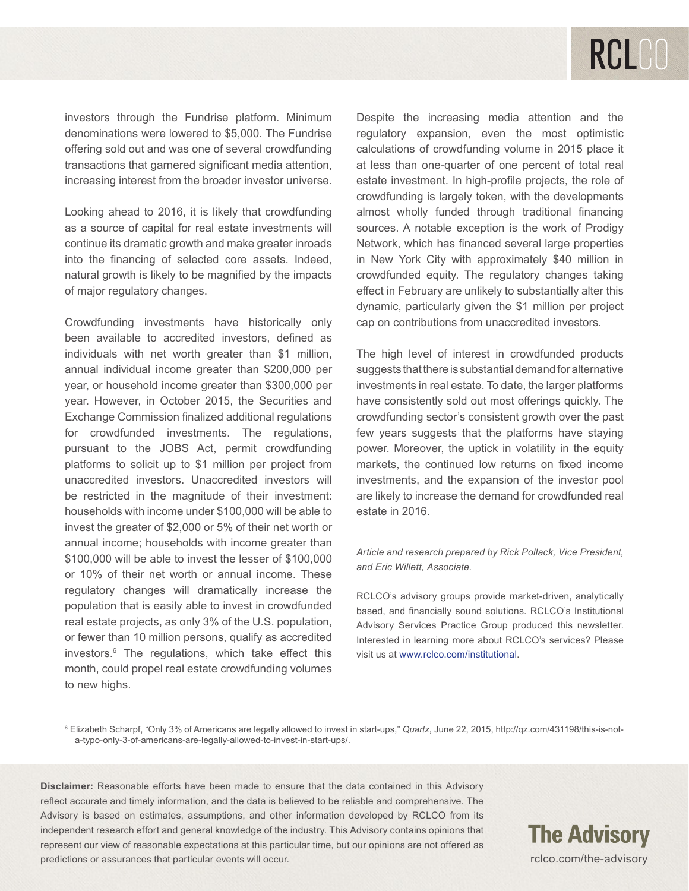investors through the Fundrise platform. Minimum denominations were lowered to $5,000. The Fundrise offering sold out and was one of several crowdfunding transactions that garnered significant media attention, increasing interest from the broader investor universe.

Looking ahead to 2016, it is likely that crowdfunding as a source of capital for real estate investments will continue its dramatic growth and make greater inroads into the financing of selected core assets. Indeed, natural growth is likely to be magnified by the impacts of major regulatory changes.

Crowdfunding investments have historically only been available to accredited investors, defined as individuals with net worth greater than $1 million, annual individual income greater than $200,000 per year, or household income greater than $300,000 per year. However, in October 2015, the Securities and Exchange Commission finalized additional regulations for crowdfunded investments. The regulations, pursuant to the JOBS Act, permit crowdfunding platforms to solicit up to $1 million per project from unaccredited investors. Unaccredited investors will be restricted in the magnitude of their investment: households with income under $100,000 will be able to invest the greater of $2,000 or 5% of their net worth or annual income; households with income greater than $100,000 will be able to invest the lesser of $100,000 or 10% of their net worth or annual income. These regulatory changes will dramatically increase the population that is easily able to invest in crowdfunded real estate projects, as only 3% of the U.S. population, or fewer than 10 million persons, qualify as accredited investors.[6] The regulations, which take effect this month, could propel real estate crowdfunding volumes to new highs.

Despite the increasing media attention and the regulatory expansion, even the most optimistic calculations of crowdfunding volume in 2015 place it at less than one-quarter of one percent of total real estate investment. In high-profile projects, the role of crowdfunding is largely token, with the developments almost wholly funded through traditional financing sources. A notable exception is the work of Prodigy Network, which has financed several large properties in New York City with approximately $40 million in crowdfunded equity. The regulatory changes taking effect in February are unlikely to substantially alter this dynamic, particularly given the $1 million per project cap on contributions from unaccredited investors.

The high level of interest in crowdfunded products suggests that there is substantial demand for alternative investments in real estate. To date, the larger platforms have consistently sold out most offerings quickly. The crowdfunding sector's consistent growth over the past few years suggests that the platforms have staying power. Moreover, the uptick in volatility in the equity markets, the continued low returns on fixed income investments, and the expansion of the investor pool are likely to increase the demand for crowdfunded real estate in 2016.

---

*Article and research prepared by Rick Pollack, Vice President, and Eric Willett, Associate.*

RCLCO's advisory groups provide market-driven, analytically based, and financially sound solutions. RCLCO's Institutional Advisory Services Practice Group produced this newsletter. Interested in learning more about RCLCO's services? Please visit us at www.rclco.com/institutional.

---

[6] Elizabeth Scharpf, "Only 3% of Americans are legally allowed to invest in start-ups," *Quartz*, June 22, 2015, http://qz.com/431198/this-is-not-a-typo-only-3-of-americans-are-legally-allowed-to-invest-in-start-ups/.

**Disclaimer:** Reasonable efforts have been made to ensure that the data contained in this Advisory reflect accurate and timely information, and the data is believed to be reliable and comprehensive. The Advisory is based on estimates, assumptions, and other information developed by RCLCO from its independent research effort and general knowledge of the industry. This Advisory contains opinions that represent our view of reasonable expectations at this particular time, but our opinions are not offered as predictions or assurances that particular events will occur.

**The Advisory**
rclco.com/the-advisory